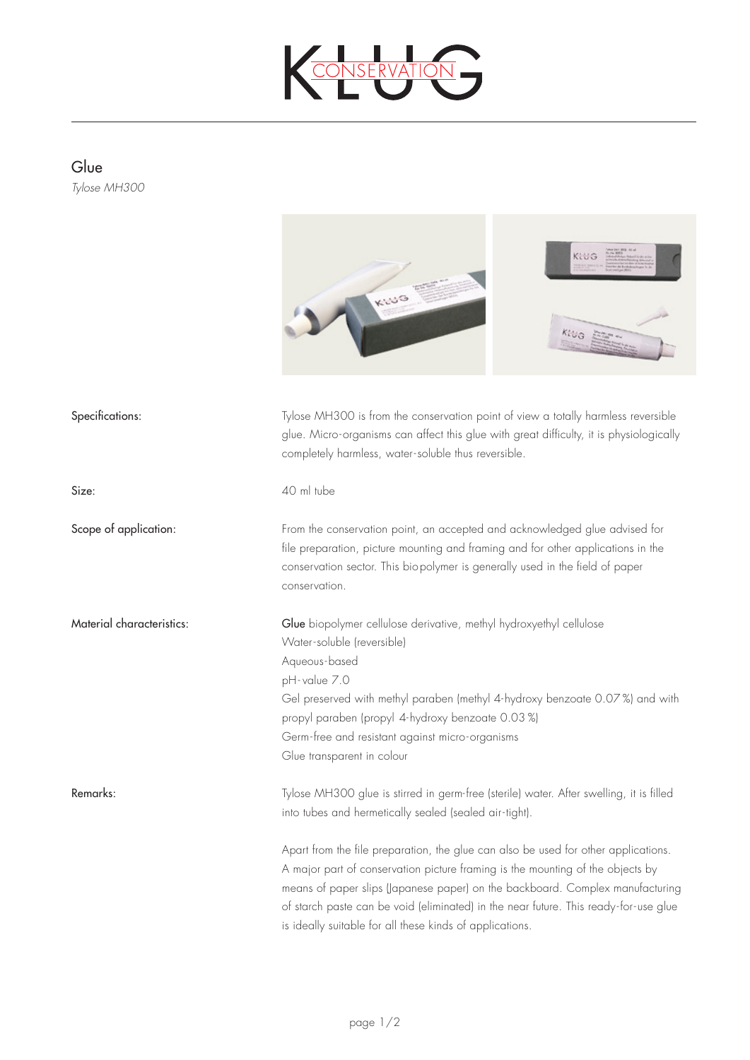# Glue

*Tylose MH300*

| | |
|---|---|
| Specifications: | Tylose MH300 is from the conservation point of view a totally harmless reversible glue. Micro-organisms can affect this glue with great difficulty, it is physiologically completely harmless, water-soluble thus reversible. |
| Size: | 40 ml tube |
| Scope of application: | From the conservation point, an accepted and acknowledged glue advised for file preparation, picture mounting and framing and for other applications in the conservation sector. This biopolymer is generally used in the field of paper conservation. |
| Material characteristics: | **Glue** biopolymer cellulose derivative, methyl hydroxyethyl cellulose<br>Water-soluble (reversible)<br>Aqueous-based<br>pH-value 7.0<br>Gel preserved with methyl paraben (methyl 4-hydroxy benzoate 0.07 %) and with propyl paraben (propyl 4-hydroxy benzoate 0.03 %)<br>Germ-free and resistant against micro-organisms<br>Glue transparent in colour |
| Remarks: | Tylose MH300 glue is stirred in germ-free (sterile) water. After swelling, it is filled into tubes and hermetically sealed (sealed air-tight).<br><br>Apart from the file preparation, the glue can also be used for other applications. A major part of conservation picture framing is the mounting of the objects by means of paper slips (Japanese paper) on the backboard. Complex manufacturing of starch paste can be void (eliminated) in the near future. This ready-for-use glue is ideally suitable for all these kinds of applications. |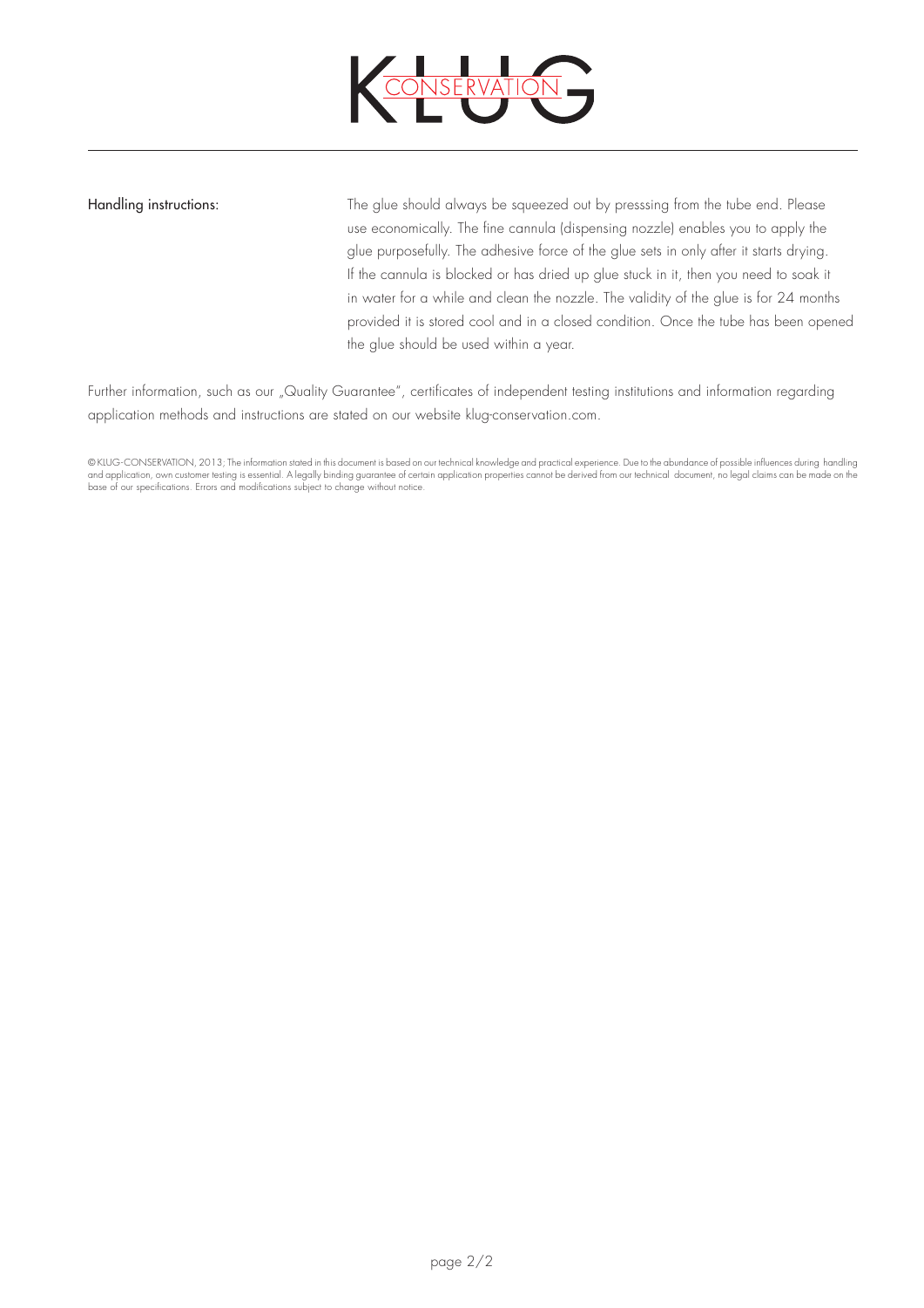**Handling instructions:** The glue should always be squeezed out by presssing from the tube end. Please use economically. The fine cannula (dispensing nozzle) enables you to apply the glue purposefully. The adhesive force of the glue sets in only after it starts drying. If the cannula is blocked or has dried up glue stuck in it, then you need to soak it in water for a while and clean the nozzle. The validity of the glue is for 24 months provided it is stored cool and in a closed condition. Once the tube has been opened the glue should be used within a year.

Further information, such as our „Quality Guarantee", certificates of independent testing institutions and information regarding application methods and instructions are stated on our website klug-conservation.com.

© KLUG-CONSERVATION, 2013; The information stated in this document is based on our technical knowledge and practical experience. Due to the abundance of possible influences during handling and application, own customer testing is essential. A legally binding guarantee of certain application properties cannot be derived from our technical document, no legal claims can be made on the base of our specifications. Errors and modifications subject to change without notice.